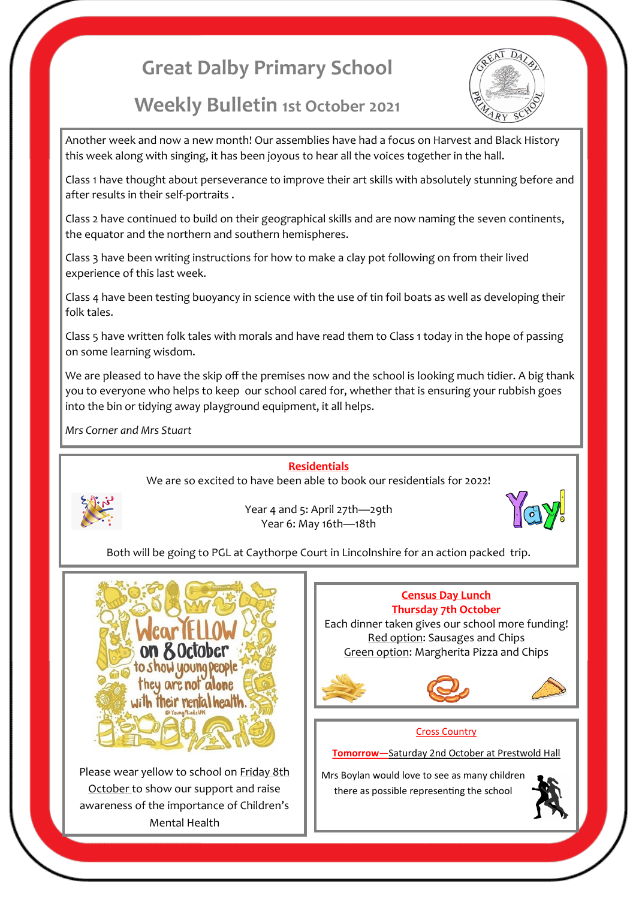# Great Dalby Primary School

## Weekly Bulletin 1st October 2021

Another week and now a new month! Our assemblies have had a focus on Harvest and Black History this week along with singing, it has been joyous to hear all the voices together in the hall.

Class 1 have thought about perseverance to improve their art skills with absolutely stunning before and after results in their self-portraits .

Class 2 have continued to build on their geographical skills and are now naming the seven continents, the equator and the northern and southern hemispheres.

Class 3 have been writing instructions for how to make a clay pot following on from their lived experience of this last week.

Class 4 have been testing buoyancy in science with the use of tin foil boats as well as developing their folk tales.

Class 5 have written folk tales with morals and have read them to Class 1 today in the hope of passing on some learning wisdom.

We are pleased to have the skip off the premises now and the school is looking much tidier. A big thank you to everyone who helps to keep our school cared for, whether that is ensuring your rubbish goes into the bin or tidying away playground equipment, it all helps.

*Mrs Corner and Mrs Stuart*

### Residentials

We are so excited to have been able to book our residentials for 2022!

Year 4 and 5: April 27th—29th
Year 6: May 16th—18th

Both will be going to PGL at Caythorpe Court in Lincolnshire for an action packed trip.

Wear YELLOW on 8 October to show young people they are not alone with their mental health.

Please wear yellow to school on Friday 8th October to show our support and raise awareness of the importance of Children's Mental Health

### Census Day Lunch
### Thursday 7th October

Each dinner taken gives our school more funding!

Red option: Sausages and Chips
Green option: Margherita Pizza and Chips

### Cross Country

**Tomorrow—**Saturday 2nd October at Prestwold Hall

Mrs Boylan would love to see as many children there as possible representing the school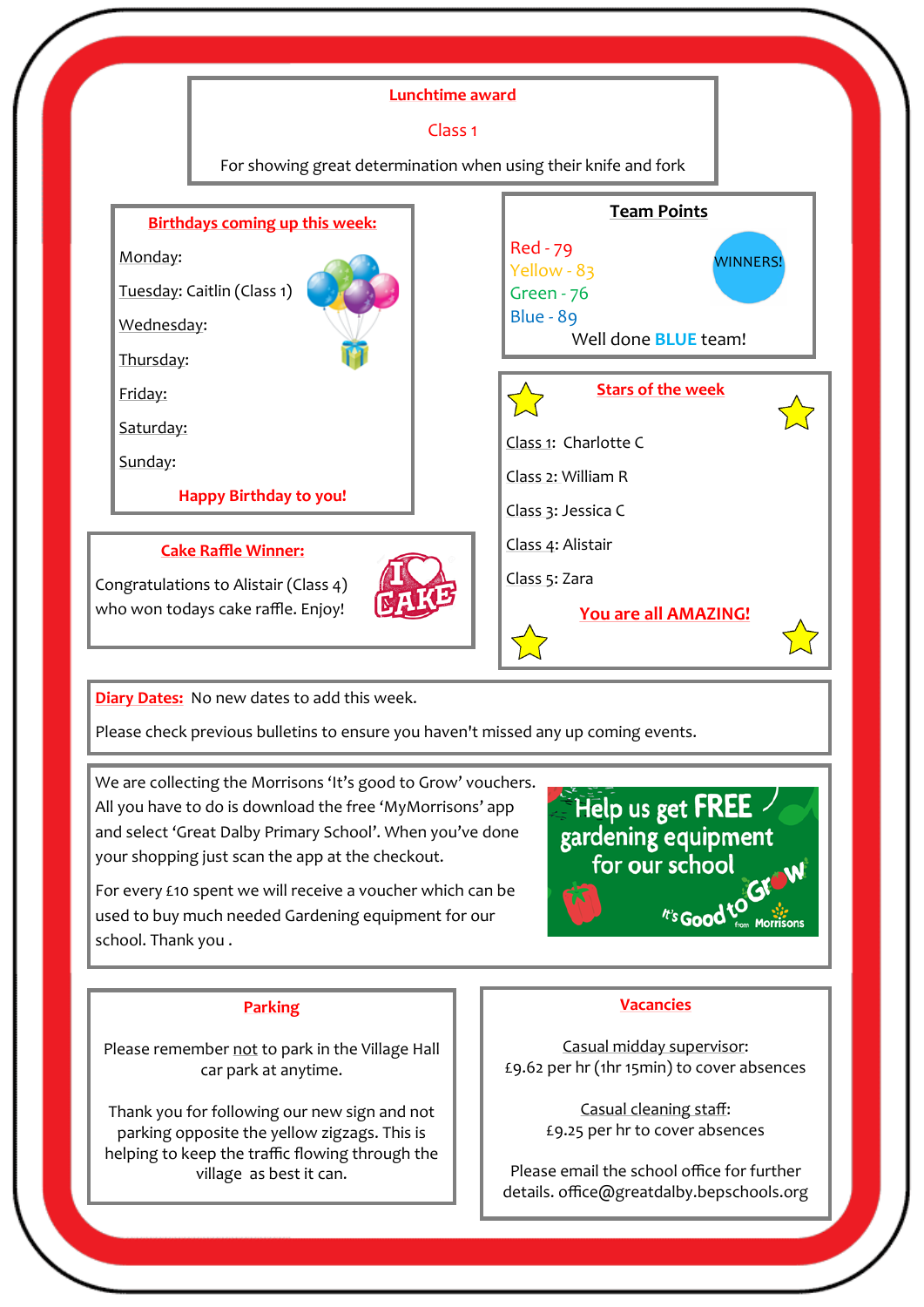## Lunchtime award

Class 1

For showing great determination when using their knife and fork

## Birthdays coming up this week:

Monday:

Tuesday: Caitlin (Class 1)

Wednesday:

Thursday:

Friday:

Saturday:

Sunday:

**Happy Birthday to you!**

## Team Points

Red - 79

Yellow - 83

Green - 76

Blue - 89

WINNERS!

Well done **BLUE** team!

## Stars of the week

Class 1: Charlotte C

Class 2: William R

Class 3: Jessica C

Class 4: Alistair

Class 5: Zara

**You are all AMAZING!**

## Cake Raffle Winner:

Congratulations to Alistair (Class 4) who won todays cake raffle. Enjoy!

**Diary Dates:** No new dates to add this week.

Please check previous bulletins to ensure you haven't missed any up coming events.

We are collecting the Morrisons 'It's good to Grow' vouchers. All you have to do is download the free 'MyMorrisons' app and select 'Great Dalby Primary School'. When you've done your shopping just scan the app at the checkout.

For every £10 spent we will receive a voucher which can be used to buy much needed Gardening equipment for our school. Thank you .

Help us get FREE gardening equipment for our school

It's Good to Grow from Morrisons

## Parking

Please remember not to park in the Village Hall car park at anytime.

Thank you for following our new sign and not parking opposite the yellow zigzags. This is helping to keep the traffic flowing through the village as best it can.

## Vacancies

Casual midday supervisor:
£9.62 per hr (1hr 15min) to cover absences

Casual cleaning staff:
£9.25 per hr to cover absences

Please email the school office for further details. office@greatdalby.bepschools.org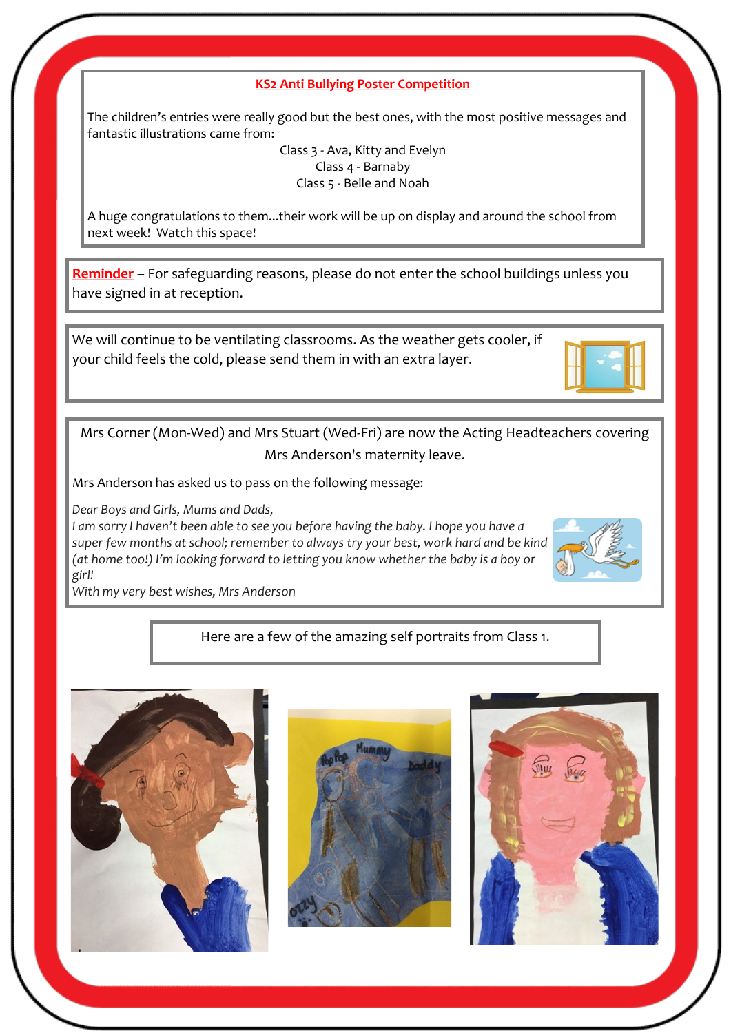## KS2 Anti Bullying Poster Competition

The children's entries were really good but the best ones, with the most positive messages and fantastic illustrations came from:

Class 3 - Ava, Kitty and Evelyn
Class 4 - Barnaby
Class 5 - Belle and Noah

A huge congratulations to them...their work will be up on display and around the school from next week! Watch this space!

**Reminder** – For safeguarding reasons, please do not enter the school buildings unless you have signed in at reception.

We will continue to be ventilating classrooms. As the weather gets cooler, if your child feels the cold, please send them in with an extra layer.

Mrs Corner (Mon-Wed) and Mrs Stuart (Wed-Fri) are now the Acting Headteachers covering Mrs Anderson's maternity leave.

Mrs Anderson has asked us to pass on the following message:

*Dear Boys and Girls, Mums and Dads,*
*I am sorry I haven't been able to see you before having the baby. I hope you have a super few months at school; remember to always try your best, work hard and be kind (at home too!) I'm looking forward to letting you know whether the baby is a boy or girl!*
*With my very best wishes, Mrs Anderson*

Here are a few of the amazing self portraits from Class 1.